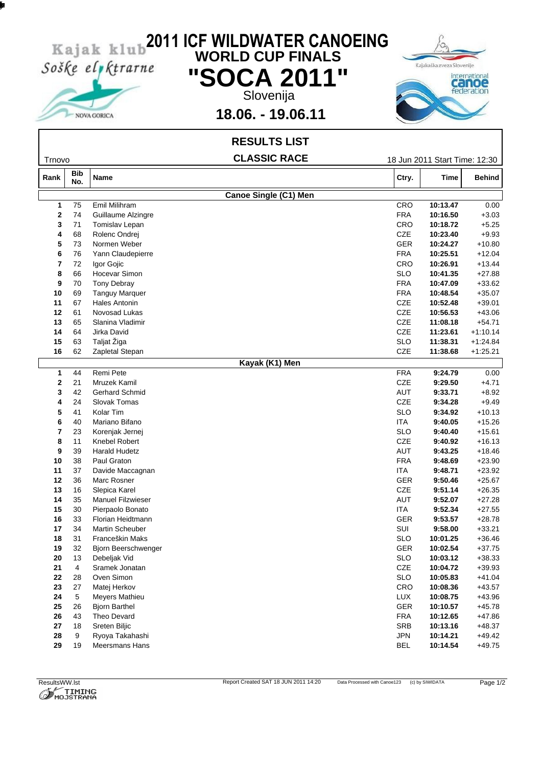# 2011 ICF WILDWATER CANOEING

## WORLD CUP FINALS

# "SOCA 2011"

Slovenija

**18.06. - 19.06.11**

Kajak klub Soške elektrarne NOVA GORICA

## RESULTS LIST

Trnovo

**CLASSIC RACE**

18 Jun 2011 Start Time: 12:30

| Rank | Bib No. | Name | Ctry. | Time | Behind |
|---|---|---|---|---|---|
| | | **Canoe Single (C1) Men** | | | |
| **1** | 75 | Emil Milihram | CRO | **10:13.47** | 0.00 |
| **2** | 74 | Guillaume Alzingre | FRA | **10:16.50** | +3.03 |
| **3** | 71 | Tomislav Lepan | CRO | **10:18.72** | +5.25 |
| **4** | 68 | Rolenc Ondrej | CZE | **10:23.40** | +9.93 |
| **5** | 73 | Normen Weber | GER | **10:24.27** | +10.80 |
| **6** | 76 | Yann Claudepierre | FRA | **10:25.51** | +12.04 |
| **7** | 72 | Igor Gojic | CRO | **10:26.91** | +13.44 |
| **8** | 66 | Hocevar Simon | SLO | **10:41.35** | +27.88 |
| **9** | 70 | Tony Debray | FRA | **10:47.09** | +33.62 |
| **10** | 69 | Tanguy Marquer | FRA | **10:48.54** | +35.07 |
| **11** | 67 | Hales Antonin | CZE | **10:52.48** | +39.01 |
| **12** | 61 | Novosad Lukas | CZE | **10:56.53** | +43.06 |
| **13** | 65 | Slanina Vladimir | CZE | **11:08.18** | +54.71 |
| **14** | 64 | Jirka David | CZE | **11:23.61** | +1:10.14 |
| **15** | 63 | Taljat Žiga | SLO | **11:38.31** | +1:24.84 |
| **16** | 62 | Zapletal Stepan | CZE | **11:38.68** | +1:25.21 |
| | | **Kayak (K1) Men** | | | |
| **1** | 44 | Remi Pete | FRA | **9:24.79** | 0.00 |
| **2** | 21 | Mruzek Kamil | CZE | **9:29.50** | +4.71 |
| **3** | 42 | Gerhard Schmid | AUT | **9:33.71** | +8.92 |
| **4** | 24 | Slovak Tomas | CZE | **9:34.28** | +9.49 |
| **5** | 41 | Kolar Tim | SLO | **9:34.92** | +10.13 |
| **6** | 40 | Mariano Bifano | ITA | **9:40.05** | +15.26 |
| **7** | 23 | Korenjak Jernej | SLO | **9:40.40** | +15.61 |
| **8** | 11 | Knebel Robert | CZE | **9:40.92** | +16.13 |
| **9** | 39 | Harald Hudetz | AUT | **9:43.25** | +18.46 |
| **10** | 38 | Paul Graton | FRA | **9:48.69** | +23.90 |
| **11** | 37 | Davide Maccagnan | ITA | **9:48.71** | +23.92 |
| **12** | 36 | Marc Rosner | GER | **9:50.46** | +25.67 |
| **13** | 16 | Slepica Karel | CZE | **9:51.14** | +26.35 |
| **14** | 35 | Manuel Filzwieser | AUT | **9:52.07** | +27.28 |
| **15** | 30 | Pierpaolo Bonato | ITA | **9:52.34** | +27.55 |
| **16** | 33 | Florian Heidtmann | GER | **9:53.57** | +28.78 |
| **17** | 34 | Martin Scheuber | SUI | **9:58.00** | +33.21 |
| **18** | 31 | Franceškin Maks | SLO | **10:01.25** | +36.46 |
| **19** | 32 | Bjorn Beerschwenger | GER | **10:02.54** | +37.75 |
| **20** | 13 | Debeljak Vid | SLO | **10:03.12** | +38.33 |
| **21** | 4 | Sramek Jonatan | CZE | **10:04.72** | +39.93 |
| **22** | 28 | Oven Simon | SLO | **10:05.83** | +41.04 |
| **23** | 27 | Matej Herkov | CRO | **10:08.36** | +43.57 |
| **24** | 5 | Meyers Mathieu | LUX | **10:08.75** | +43.96 |
| **25** | 26 | Bjorn Barthel | GER | **10:10.57** | +45.78 |
| **26** | 43 | Theo Devard | FRA | **10:12.65** | +47.86 |
| **27** | 18 | Sreten Biljic | SRB | **10:13.16** | +48.37 |
| **28** | 9 | Ryoya Takahashi | JPN | **10:14.21** | +49.42 |
| **29** | 19 | Meersmans Hans | BEL | **10:14.54** | +49.75 |

ResultsWW.lst — Report Created SAT 18 JUN 2011 14:20 — Data Processed with Canoe123 (c) by SIWIDATA — TIMING MOJSTRANA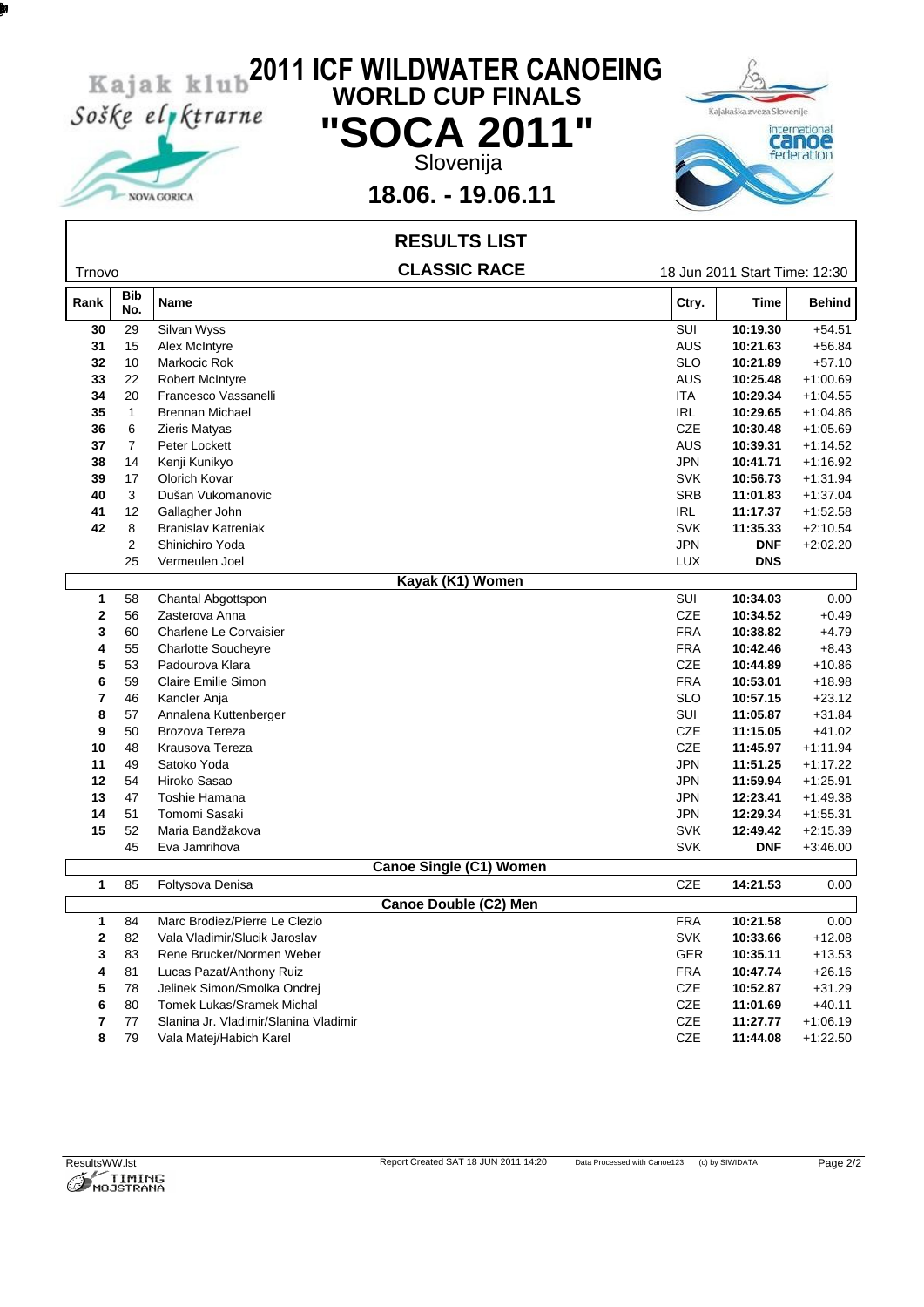# 2011 ICF WILDWATER CANOEING

## WORLD CUP FINALS

## "SOCA 2011"

Slovenija

**18.06. - 19.06.11**

Kajak klub Soške elektrarne

NOVA GORICA

Kajakaška zveza Slovenije

international canoe federation

## RESULTS LIST

Trnovo

**CLASSIC RACE**

18 Jun 2011 Start Time: 12:30

| Rank | Bib No. | Name | Ctry. | Time | Behind |
|---|---|---|---|---|---|
| **30** | 29 | Silvan Wyss | SUI | **10:19.30** | +54.51 |
| **31** | 15 | Alex McIntyre | AUS | **10:21.63** | +56.84 |
| **32** | 10 | Markocic Rok | SLO | **10:21.89** | +57.10 |
| **33** | 22 | Robert McIntyre | AUS | **10:25.48** | +1:00.69 |
| **34** | 20 | Francesco Vassanelli | ITA | **10:29.34** | +1:04.55 |
| **35** | 1 | Brennan Michael | IRL | **10:29.65** | +1:04.86 |
| **36** | 6 | Zieris Matyas | CZE | **10:30.48** | +1:05.69 |
| **37** | 7 | Peter Lockett | AUS | **10:39.31** | +1:14.52 |
| **38** | 14 | Kenji Kunikyo | JPN | **10:41.71** | +1:16.92 |
| **39** | 17 | Olorich Kovar | SVK | **10:56.73** | +1:31.94 |
| **40** | 3 | Dušan Vukomanovic | SRB | **11:01.83** | +1:37.04 |
| **41** | 12 | Gallagher John | IRL | **11:17.37** | +1:52.58 |
| **42** | 8 | Branislav Katreniak | SVK | **11:35.33** | +2:10.54 |
| | 2 | Shinichiro Yoda | JPN | **DNF** | +2:02.20 |
| | 25 | Vermeulen Joel | LUX | **DNS** | |
| | | **Kayak (K1) Women** | | | |
| **1** | 58 | Chantal Abgottspon | SUI | **10:34.03** | 0.00 |
| **2** | 56 | Zasterova Anna | CZE | **10:34.52** | +0.49 |
| **3** | 60 | Charlene Le Corvaisier | FRA | **10:38.82** | +4.79 |
| **4** | 55 | Charlotte Soucheyre | FRA | **10:42.46** | +8.43 |
| **5** | 53 | Padourova Klara | CZE | **10:44.89** | +10.86 |
| **6** | 59 | Claire Emilie Simon | FRA | **10:53.01** | +18.98 |
| **7** | 46 | Kancler Anja | SLO | **10:57.15** | +23.12 |
| **8** | 57 | Annalena Kuttenberger | SUI | **11:05.87** | +31.84 |
| **9** | 50 | Brozova Tereza | CZE | **11:15.05** | +41.02 |
| **10** | 48 | Krausova Tereza | CZE | **11:45.97** | +1:11.94 |
| **11** | 49 | Satoko Yoda | JPN | **11:51.25** | +1:17.22 |
| **12** | 54 | Hiroko Sasao | JPN | **11:59.94** | +1:25.91 |
| **13** | 47 | Toshie Hamana | JPN | **12:23.41** | +1:49.38 |
| **14** | 51 | Tomomi Sasaki | JPN | **12:29.34** | +1:55.31 |
| **15** | 52 | Maria Bandžakova | SVK | **12:49.42** | +2:15.39 |
| | 45 | Eva Jamrihova | SVK | **DNF** | +3:46.00 |
| | | **Canoe Single (C1) Women** | | | |
| **1** | 85 | Foltysova Denisa | CZE | **14:21.53** | 0.00 |
| | | **Canoe Double (C2) Men** | | | |
| **1** | 84 | Marc Brodiez/Pierre Le Clezio | FRA | **10:21.58** | 0.00 |
| **2** | 82 | Vala Vladimir/Slucik Jaroslav | SVK | **10:33.66** | +12.08 |
| **3** | 83 | Rene Brucker/Normen Weber | GER | **10:35.11** | +13.53 |
| **4** | 81 | Lucas Pazat/Anthony Ruiz | FRA | **10:47.74** | +26.16 |
| **5** | 78 | Jelinek Simon/Smolka Ondrej | CZE | **10:52.87** | +31.29 |
| **6** | 80 | Tomek Lukas/Sramek Michal | CZE | **11:01.69** | +40.11 |
| **7** | 77 | Slanina Jr. Vladimir/Slanina Vladimir | CZE | **11:27.77** | +1:06.19 |
| **8** | 79 | Vala Matej/Habich Karel | CZE | **11:44.08** | +1:22.50 |

ResultsWW.lst — Report Created SAT 18 JUN 2011 14:20 — Data Processed with Canoe123 (c) by SIWIDATA

TIMING MOJSTRANA